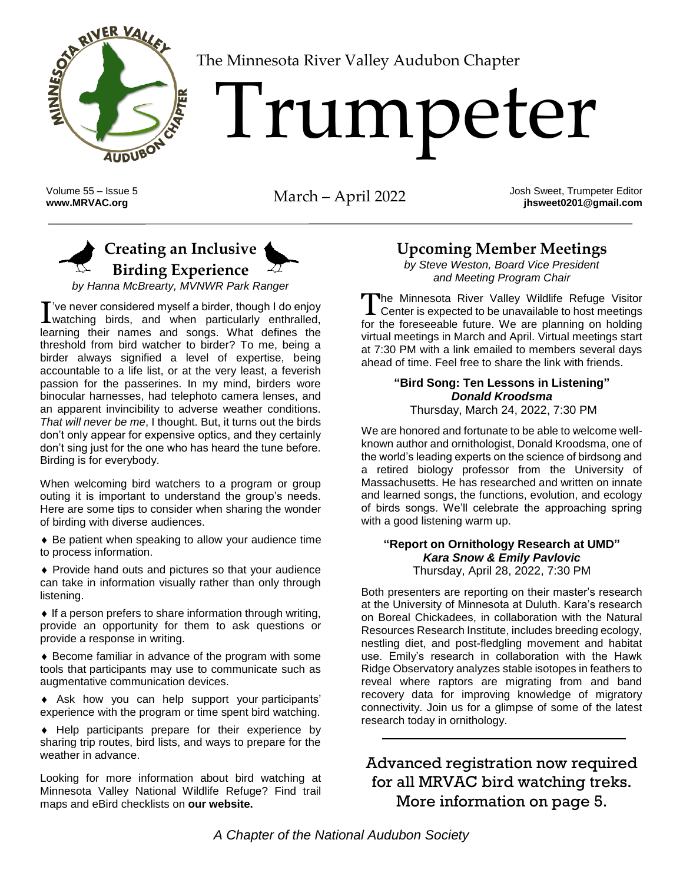The Minnesota River Valley Audubon Chapter

# Trumpeter

Volume 55 – Issue 5
**www.MRVAC.org**

March – April 2022

Josh Sweet, Trumpeter Editor
**jhsweet0201@gmail.com**

## Creating an Inclusive Birding Experience

*by Hanna McBrearty, MVNWR Park Ranger*

I've never considered myself a birder, though I do enjoy watching birds, and when particularly enthralled, learning their names and songs. What defines the threshold from bird watcher to birder? To me, being a birder always signified a level of expertise, being accountable to a life list, or at the very least, a feverish passion for the passerines. In my mind, birders wore binocular harnesses, had telephoto camera lenses, and an apparent invincibility to adverse weather conditions. *That will never be me*, I thought. But, it turns out the birds don't only appear for expensive optics, and they certainly don't sing just for the one who has heard the tune before. Birding is for everybody.

When welcoming bird watchers to a program or group outing it is important to understand the group's needs. Here are some tips to consider when sharing the wonder of birding with diverse audiences.

- Be patient when speaking to allow your audience time to process information.
- Provide hand outs and pictures so that your audience can take in information visually rather than only through listening.
- If a person prefers to share information through writing, provide an opportunity for them to ask questions or provide a response in writing.
- Become familiar in advance of the program with some tools that participants may use to communicate such as augmentative communication devices.
- Ask how you can help support your participants' experience with the program or time spent bird watching.
- Help participants prepare for their experience by sharing trip routes, bird lists, and ways to prepare for the weather in advance.

Looking for more information about bird watching at Minnesota Valley National Wildlife Refuge? Find trail maps and eBird checklists on **our website.**

## Upcoming Member Meetings

*by Steve Weston, Board Vice President and Meeting Program Chair*

The Minnesota River Valley Wildlife Refuge Visitor Center is expected to be unavailable to host meetings for the foreseeable future. We are planning on holding virtual meetings in March and April. Virtual meetings start at 7:30 PM with a link emailed to members several days ahead of time. Feel free to share the link with friends.

**"Bird Song: Ten Lessons in Listening"**
***Donald Kroodsma***
Thursday, March 24, 2022, 7:30 PM

We are honored and fortunate to be able to welcome well-known author and ornithologist, Donald Kroodsma, one of the world's leading experts on the science of birdsong and a retired biology professor from the University of Massachusetts. He has researched and written on innate and learned songs, the functions, evolution, and ecology of birds songs. We'll celebrate the approaching spring with a good listening warm up.

**"Report on Ornithology Research at UMD"**
***Kara Snow & Emily Pavlovic***
Thursday, April 28, 2022, 7:30 PM

Both presenters are reporting on their master's research at the University of Minnesota at Duluth. Kara's research on Boreal Chickadees, in collaboration with the Natural Resources Research Institute, includes breeding ecology, nestling diet, and post-fledgling movement and habitat use. Emily's research in collaboration with the Hawk Ridge Observatory analyzes stable isotopes in feathers to reveal where raptors are migrating from and band recovery data for improving knowledge of migratory connectivity. Join us for a glimpse of some of the latest research today in ornithology.

Advanced registration now required for all MRVAC bird watching treks. More information on page 5.

*A Chapter of the National Audubon Society*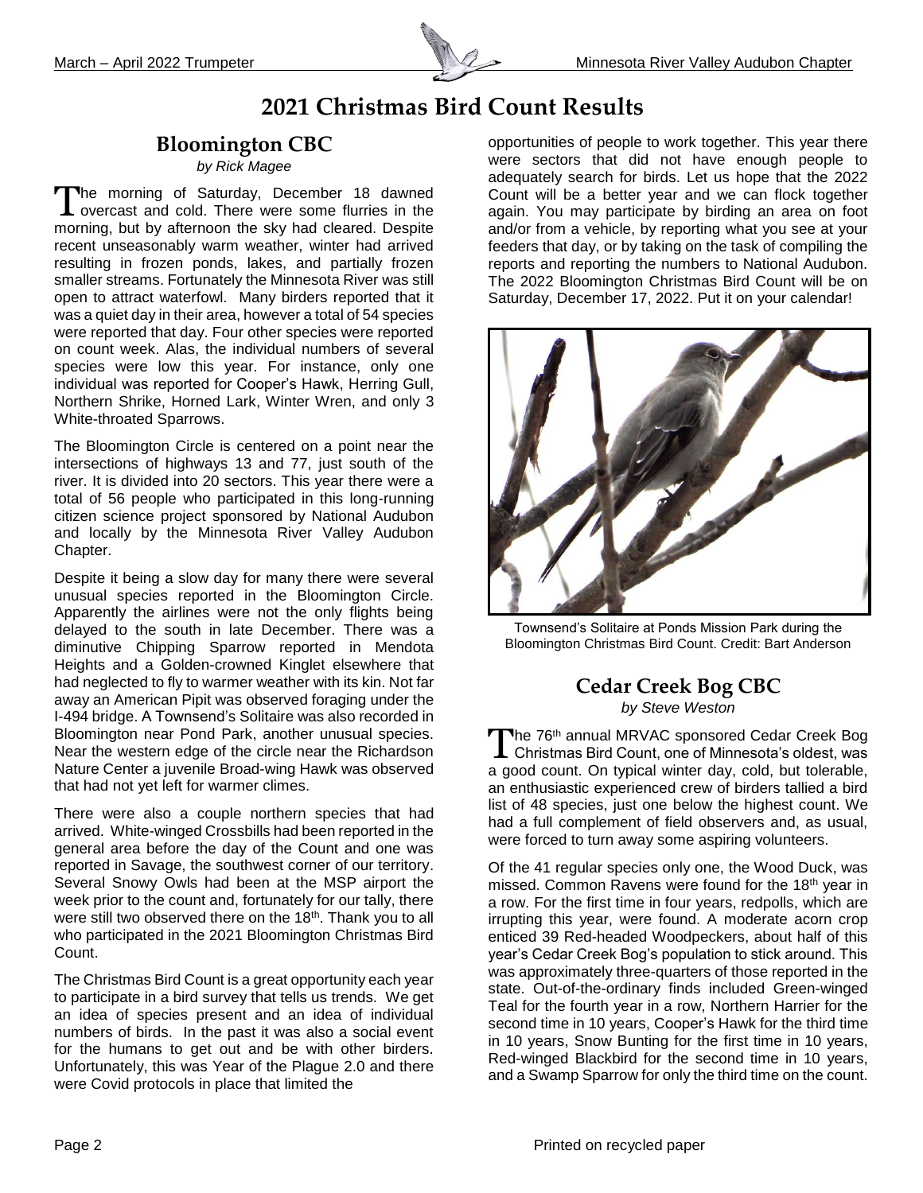# 2021 Christmas Bird Count Results

## Bloomington CBC

*by Rick Magee*

The morning of Saturday, December 18 dawned overcast and cold. There were some flurries in the morning, but by afternoon the sky had cleared. Despite recent unseasonably warm weather, winter had arrived resulting in frozen ponds, lakes, and partially frozen smaller streams. Fortunately the Minnesota River was still open to attract waterfowl. Many birders reported that it was a quiet day in their area, however a total of 54 species were reported that day. Four other species were reported on count week. Alas, the individual numbers of several species were low this year. For instance, only one individual was reported for Cooper's Hawk, Herring Gull, Northern Shrike, Horned Lark, Winter Wren, and only 3 White-throated Sparrows.

The Bloomington Circle is centered on a point near the intersections of highways 13 and 77, just south of the river. It is divided into 20 sectors. This year there were a total of 56 people who participated in this long-running citizen science project sponsored by National Audubon and locally by the Minnesota River Valley Audubon Chapter.

Despite it being a slow day for many there were several unusual species reported in the Bloomington Circle. Apparently the airlines were not the only flights being delayed to the south in late December. There was a diminutive Chipping Sparrow reported in Mendota Heights and a Golden-crowned Kinglet elsewhere that had neglected to fly to warmer weather with its kin. Not far away an American Pipit was observed foraging under the I-494 bridge. A Townsend's Solitaire was also recorded in Bloomington near Pond Park, another unusual species. Near the western edge of the circle near the Richardson Nature Center a juvenile Broad-wing Hawk was observed that had not yet left for warmer climes.

There were also a couple northern species that had arrived. White-winged Crossbills had been reported in the general area before the day of the Count and one was reported in Savage, the southwest corner of our territory. Several Snowy Owls had been at the MSP airport the week prior to the count and, fortunately for our tally, there were still two observed there on the 18th. Thank you to all who participated in the 2021 Bloomington Christmas Bird Count.

The Christmas Bird Count is a great opportunity each year to participate in a bird survey that tells us trends. We get an idea of species present and an idea of individual numbers of birds. In the past it was also a social event for the humans to get out and be with other birders. Unfortunately, this was Year of the Plague 2.0 and there were Covid protocols in place that limited the opportunities of people to work together. This year there were sectors that did not have enough people to adequately search for birds. Let us hope that the 2022 Count will be a better year and we can flock together again. You may participate by birding an area on foot and/or from a vehicle, by reporting what you see at your feeders that day, or by taking on the task of compiling the reports and reporting the numbers to National Audubon. The 2022 Bloomington Christmas Bird Count will be on Saturday, December 17, 2022. Put it on your calendar!

Townsend's Solitaire at Ponds Mission Park during the Bloomington Christmas Bird Count. Credit: Bart Anderson

## Cedar Creek Bog CBC

*by Steve Weston*

The 76th annual MRVAC sponsored Cedar Creek Bog Christmas Bird Count, one of Minnesota's oldest, was a good count. On typical winter day, cold, but tolerable, an enthusiastic experienced crew of birders tallied a bird list of 48 species, just one below the highest count. We had a full complement of field observers and, as usual, were forced to turn away some aspiring volunteers.

Of the 41 regular species only one, the Wood Duck, was missed. Common Ravens were found for the 18th year in a row. For the first time in four years, redpolls, which are irrupting this year, were found. A moderate acorn crop enticed 39 Red-headed Woodpeckers, about half of this year's Cedar Creek Bog's population to stick around. This was approximately three-quarters of those reported in the state. Out-of-the-ordinary finds included Green-winged Teal for the fourth year in a row, Northern Harrier for the second time in 10 years, Cooper's Hawk for the third time in 10 years, Snow Bunting for the first time in 10 years, Red-winged Blackbird for the second time in 10 years, and a Swamp Sparrow for only the third time on the count.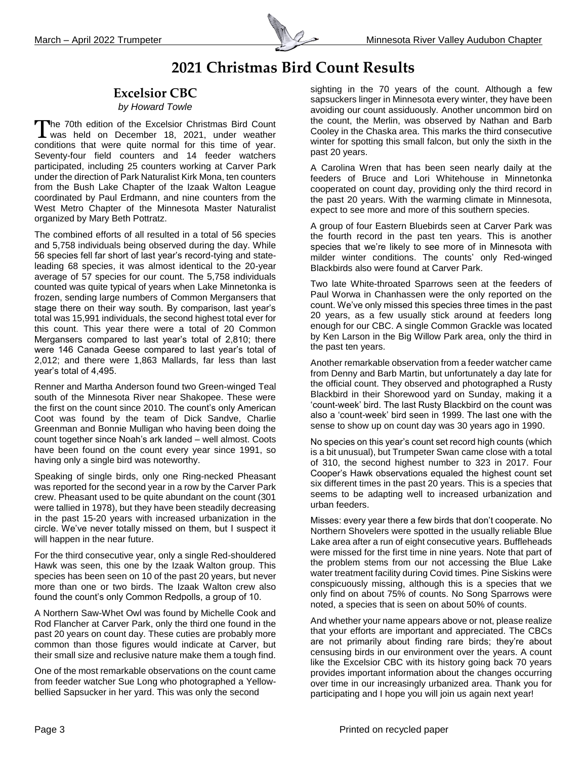# 2021 Christmas Bird Count Results

## Excelsior CBC

*by Howard Towle*

The 70th edition of the Excelsior Christmas Bird Count was held on December 18, 2021, under weather conditions that were quite normal for this time of year. Seventy-four field counters and 14 feeder watchers participated, including 25 counters working at Carver Park under the direction of Park Naturalist Kirk Mona, ten counters from the Bush Lake Chapter of the Izaak Walton League coordinated by Paul Erdmann, and nine counters from the West Metro Chapter of the Minnesota Master Naturalist organized by Mary Beth Pottratz.

The combined efforts of all resulted in a total of 56 species and 5,758 individuals being observed during the day. While 56 species fell far short of last year's record-tying and state-leading 68 species, it was almost identical to the 20-year average of 57 species for our count. The 5,758 individuals counted was quite typical of years when Lake Minnetonka is frozen, sending large numbers of Common Mergansers that stage there on their way south. By comparison, last year's total was 15,991 individuals, the second highest total ever for this count. This year there were a total of 20 Common Mergansers compared to last year's total of 2,810; there were 146 Canada Geese compared to last year's total of 2,012; and there were 1,863 Mallards, far less than last year's total of 4,495.

Renner and Martha Anderson found two Green-winged Teal south of the Minnesota River near Shakopee. These were the first on the count since 2010. The count's only American Coot was found by the team of Dick Sandve, Charlie Greenman and Bonnie Mulligan who having been doing the count together since Noah's ark landed – well almost. Coots have been found on the count every year since 1991, so having only a single bird was noteworthy.

Speaking of single birds, only one Ring-necked Pheasant was reported for the second year in a row by the Carver Park crew. Pheasant used to be quite abundant on the count (301 were tallied in 1978), but they have been steadily decreasing in the past 15-20 years with increased urbanization in the circle. We've never totally missed on them, but I suspect it will happen in the near future.

For the third consecutive year, only a single Red-shouldered Hawk was seen, this one by the Izaak Walton group. This species has been seen on 10 of the past 20 years, but never more than one or two birds. The Izaak Walton crew also found the count's only Common Redpolls, a group of 10.

A Northern Saw-Whet Owl was found by Michelle Cook and Rod Flancher at Carver Park, only the third one found in the past 20 years on count day. These cuties are probably more common than those figures would indicate at Carver, but their small size and reclusive nature make them a tough find.

One of the most remarkable observations on the count came from feeder watcher Sue Long who photographed a Yellow-bellied Sapsucker in her yard. This was only the second sighting in the 70 years of the count. Although a few sapsuckers linger in Minnesota every winter, they have been avoiding our count assiduously. Another uncommon bird on the count, the Merlin, was observed by Nathan and Barb Cooley in the Chaska area. This marks the third consecutive winter for spotting this small falcon, but only the sixth in the past 20 years.

A Carolina Wren that has been seen nearly daily at the feeders of Bruce and Lori Whitehouse in Minnetonka cooperated on count day, providing only the third record in the past 20 years. With the warming climate in Minnesota, expect to see more and more of this southern species.

A group of four Eastern Bluebirds seen at Carver Park was the fourth record in the past ten years. This is another species that we're likely to see more of in Minnesota with milder winter conditions. The counts' only Red-winged Blackbirds also were found at Carver Park.

Two late White-throated Sparrows seen at the feeders of Paul Worwa in Chanhassen were the only reported on the count. We've only missed this species three times in the past 20 years, as a few usually stick around at feeders long enough for our CBC. A single Common Grackle was located by Ken Larson in the Big Willow Park area, only the third in the past ten years.

Another remarkable observation from a feeder watcher came from Denny and Barb Martin, but unfortunately a day late for the official count. They observed and photographed a Rusty Blackbird in their Shorewood yard on Sunday, making it a 'count-week' bird. The last Rusty Blackbird on the count was also a 'count-week' bird seen in 1999. The last one with the sense to show up on count day was 30 years ago in 1990.

No species on this year's count set record high counts (which is a bit unusual), but Trumpeter Swan came close with a total of 310, the second highest number to 323 in 2017. Four Cooper's Hawk observations equaled the highest count set six different times in the past 20 years. This is a species that seems to be adapting well to increased urbanization and urban feeders.

Misses: every year there a few birds that don't cooperate. No Northern Shovelers were spotted in the usually reliable Blue Lake area after a run of eight consecutive years. Buffleheads were missed for the first time in nine years. Note that part of the problem stems from our not accessing the Blue Lake water treatment facility during Covid times. Pine Siskins were conspicuously missing, although this is a species that we only find on about 75% of counts. No Song Sparrows were noted, a species that is seen on about 50% of counts.

And whether your name appears above or not, please realize that your efforts are important and appreciated. The CBCs are not primarily about finding rare birds; they're about censusing birds in our environment over the years. A count like the Excelsior CBC with its history going back 70 years provides important information about the changes occurring over time in our increasingly urbanized area. Thank you for participating and I hope you will join us again next year!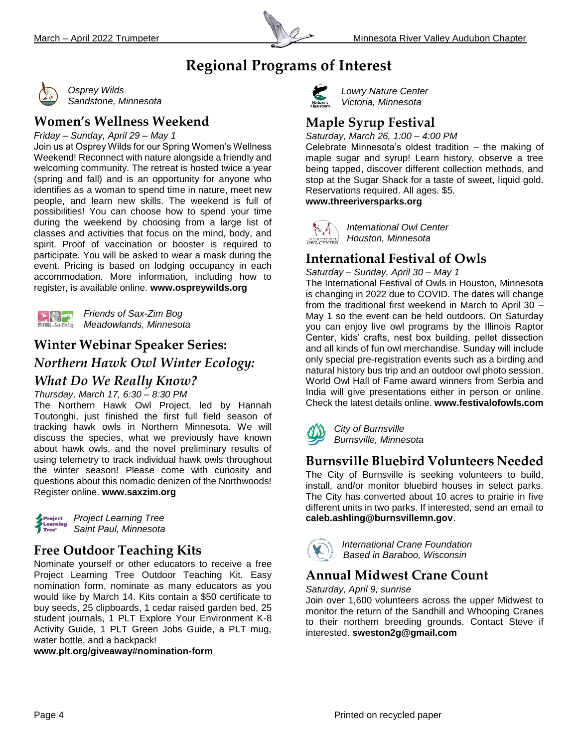# Regional Programs of Interest

*Osprey Wilds*
*Sandstone, Minnesota*

## Women's Wellness Weekend

*Friday – Sunday, April 29 – May 1*

Join us at Osprey Wilds for our Spring Women's Wellness Weekend! Reconnect with nature alongside a friendly and welcoming community. The retreat is hosted twice a year (spring and fall) and is an opportunity for anyone who identifies as a woman to spend time in nature, meet new people, and learn new skills. The weekend is full of possibilities! You can choose how to spend your time during the weekend by choosing from a large list of classes and activities that focus on the mind, body, and spirit. Proof of vaccination or booster is required to participate. You will be asked to wear a mask during the event. Pricing is based on lodging occupancy in each accommodation. More information, including how to register, is available online. **www.ospreywilds.org**

*Friends of Sax-Zim Bog*
*Meadowlands, Minnesota*

## Winter Webinar Speaker Series: *Northern Hawk Owl Winter Ecology: What Do We Really Know?*

*Thursday, March 17, 6:30 – 8:30 PM*

The Northern Hawk Owl Project, led by Hannah Toutonghi, just finished the first full field season of tracking hawk owls in Northern Minnesota. We will discuss the species, what we previously have known about hawk owls, and the novel preliminary results of using telemetry to track individual hawk owls throughout the winter season! Please come with curiosity and questions about this nomadic denizen of the Northwoods! Register online. **www.saxzim.org**

*Project Learning Tree*
*Saint Paul, Minnesota*

## Free Outdoor Teaching Kits

Nominate yourself or other educators to receive a free Project Learning Tree Outdoor Teaching Kit. Easy nomination form, nominate as many educators as you would like by March 14. Kits contain a $50 certificate to buy seeds, 25 clipboards, 1 cedar raised garden bed, 25 student journals, 1 PLT Explore Your Environment K-8 Activity Guide, 1 PLT Green Jobs Guide, a PLT mug, water bottle, and a backpack!

**www.plt.org/giveaway#nomination-form**

*Lowry Nature Center*
*Victoria, Minnesota*

## Maple Syrup Festival

*Saturday, March 26, 1:00 – 4:00 PM*

Celebrate Minnesota's oldest tradition – the making of maple sugar and syrup! Learn history, observe a tree being tapped, discover different collection methods, and stop at the Sugar Shack for a taste of sweet, liquid gold. Reservations required. All ages. $5.

**www.threeriversparks.org**

*International Owl Center*
*Houston, Minnesota*

## International Festival of Owls

*Saturday – Sunday, April 30 – May 1*

The International Festival of Owls in Houston, Minnesota is changing in 2022 due to COVID. The dates will change from the traditional first weekend in March to April 30 – May 1 so the event can be held outdoors. On Saturday you can enjoy live owl programs by the Illinois Raptor Center, kids' crafts, nest box building, pellet dissection and all kinds of fun owl merchandise. Sunday will include only special pre-registration events such as a birding and natural history bus trip and an outdoor owl photo session. World Owl Hall of Fame award winners from Serbia and India will give presentations either in person or online. Check the latest details online. **www.festivalofowls.com**

*City of Burnsville*
*Burnsville, Minnesota*

## Burnsville Bluebird Volunteers Needed

The City of Burnsville is seeking volunteers to build, install, and/or monitor bluebird houses in select parks. The City has converted about 10 acres to prairie in five different units in two parks. If interested, send an email to **caleb.ashling@burnsvillemn.gov**.

*International Crane Foundation*
*Based in Baraboo, Wisconsin*

## Annual Midwest Crane Count

*Saturday, April 9, sunrise*

Join over 1,600 volunteers across the upper Midwest to monitor the return of the Sandhill and Whooping Cranes to their northern breeding grounds. Contact Steve if interested. **sweston2g@gmail.com**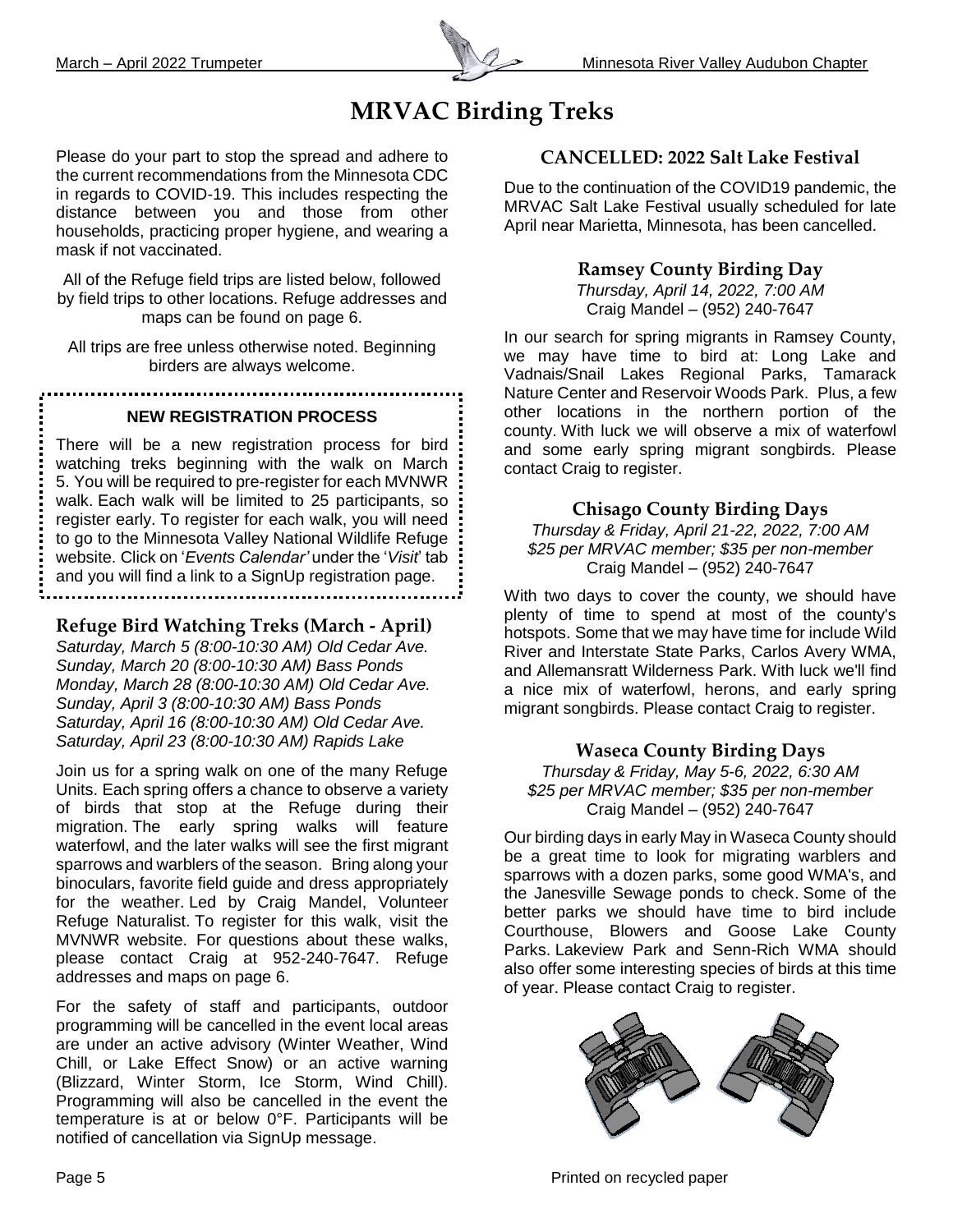# MRVAC Birding Treks

Please do your part to stop the spread and adhere to the current recommendations from the Minnesota CDC in regards to COVID-19. This includes respecting the distance between you and those from other households, practicing proper hygiene, and wearing a mask if not vaccinated.

All of the Refuge field trips are listed below, followed by field trips to other locations. Refuge addresses and maps can be found on page 6.

All trips are free unless otherwise noted. Beginning birders are always welcome.

**NEW REGISTRATION PROCESS**

There will be a new registration process for bird watching treks beginning with the walk on March 5. You will be required to pre-register for each MVNWR walk. Each walk will be limited to 25 participants, so register early. To register for each walk, you will need to go to the Minnesota Valley National Wildlife Refuge website. Click on '*Events Calendar'* under the '*Visit*' tab and you will find a link to a SignUp registration page.

## Refuge Bird Watching Treks (March - April)

*Saturday, March 5 (8:00-10:30 AM) Old Cedar Ave.*
*Sunday, March 20 (8:00-10:30 AM) Bass Ponds*
*Monday, March 28 (8:00-10:30 AM) Old Cedar Ave.*
*Sunday, April 3 (8:00-10:30 AM) Bass Ponds*
*Saturday, April 16 (8:00-10:30 AM) Old Cedar Ave.*
*Saturday, April 23 (8:00-10:30 AM) Rapids Lake*

Join us for a spring walk on one of the many Refuge Units. Each spring offers a chance to observe a variety of birds that stop at the Refuge during their migration. The early spring walks will feature waterfowl, and the later walks will see the first migrant sparrows and warblers of the season. Bring along your binoculars, favorite field guide and dress appropriately for the weather. Led by Craig Mandel, Volunteer Refuge Naturalist. To register for this walk, visit the MVNWR website. For questions about these walks, please contact Craig at 952-240-7647. Refuge addresses and maps on page 6.

For the safety of staff and participants, outdoor programming will be cancelled in the event local areas are under an active advisory (Winter Weather, Wind Chill, or Lake Effect Snow) or an active warning (Blizzard, Winter Storm, Ice Storm, Wind Chill). Programming will also be cancelled in the event the temperature is at or below 0°F. Participants will be notified of cancellation via SignUp message.

## CANCELLED: 2022 Salt Lake Festival

Due to the continuation of the COVID19 pandemic, the MRVAC Salt Lake Festival usually scheduled for late April near Marietta, Minnesota, has been cancelled.

## Ramsey County Birding Day

*Thursday, April 14, 2022, 7:00 AM*
Craig Mandel – (952) 240-7647

In our search for spring migrants in Ramsey County, we may have time to bird at: Long Lake and Vadnais/Snail Lakes Regional Parks, Tamarack Nature Center and Reservoir Woods Park. Plus, a few other locations in the northern portion of the county. With luck we will observe a mix of waterfowl and some early spring migrant songbirds. Please contact Craig to register.

## Chisago County Birding Days

*Thursday & Friday, April 21-22, 2022, 7:00 AM*
*$25 per MRVAC member; $35 per non-member*
Craig Mandel – (952) 240-7647

With two days to cover the county, we should have plenty of time to spend at most of the county's hotspots. Some that we may have time for include Wild River and Interstate State Parks, Carlos Avery WMA, and Allemansratt Wilderness Park. With luck we'll find a nice mix of waterfowl, herons, and early spring migrant songbirds. Please contact Craig to register.

## Waseca County Birding Days

*Thursday & Friday, May 5-6, 2022, 6:30 AM*
*$25 per MRVAC member; $35 per non-member*
Craig Mandel – (952) 240-7647

Our birding days in early May in Waseca County should be a great time to look for migrating warblers and sparrows with a dozen parks, some good WMA's, and the Janesville Sewage ponds to check. Some of the better parks we should have time to bird include Courthouse, Blowers and Goose Lake County Parks. Lakeview Park and Senn-Rich WMA should also offer some interesting species of birds at this time of year. Please contact Craig to register.

Printed on recycled paper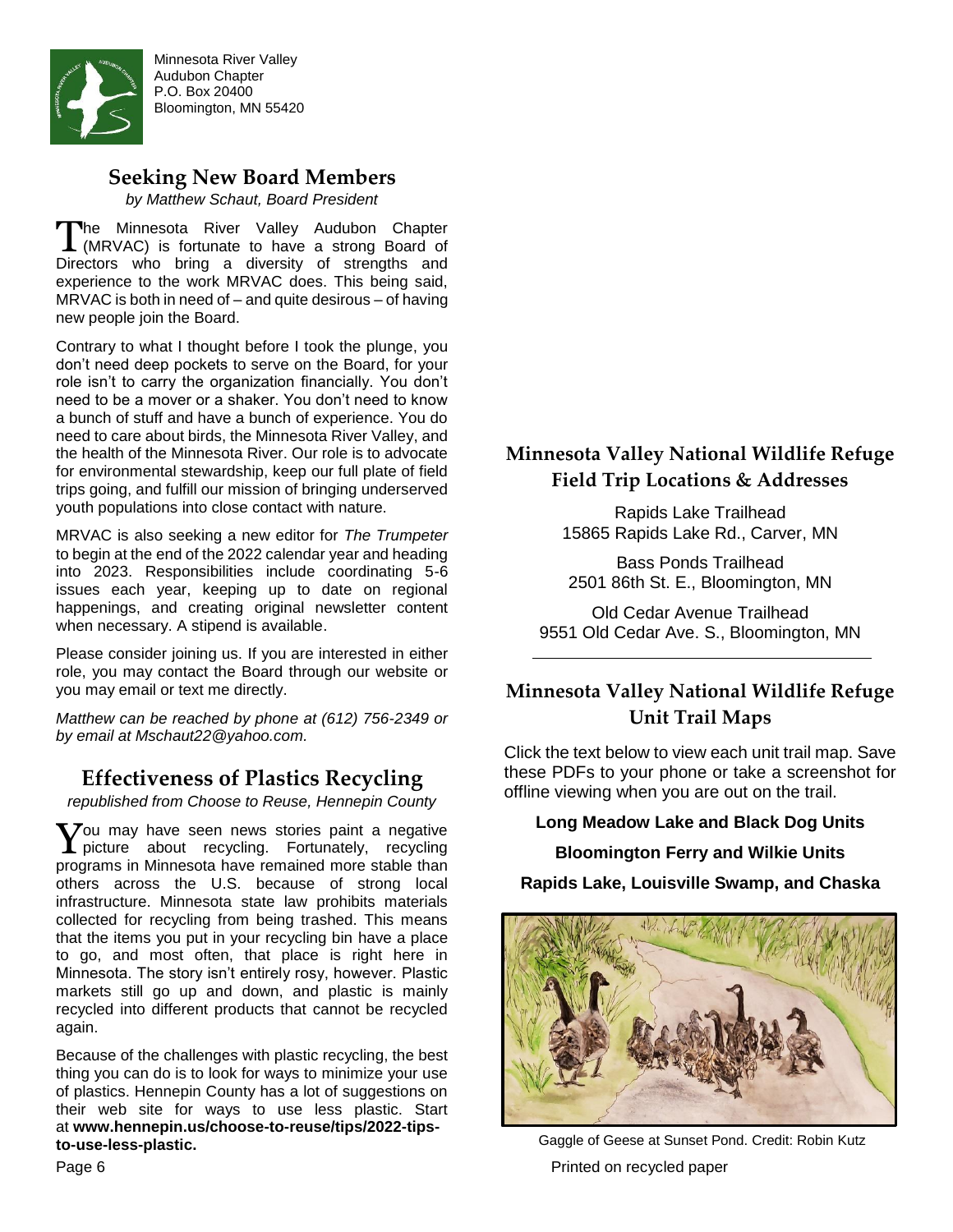Minnesota River Valley
Audubon Chapter
P.O. Box 20400
Bloomington, MN 55420

## Seeking New Board Members

*by Matthew Schaut, Board President*

The Minnesota River Valley Audubon Chapter (MRVAC) is fortunate to have a strong Board of Directors who bring a diversity of strengths and experience to the work MRVAC does. This being said, MRVAC is both in need of – and quite desirous – of having new people join the Board.

Contrary to what I thought before I took the plunge, you don't need deep pockets to serve on the Board, for your role isn't to carry the organization financially. You don't need to be a mover or a shaker. You don't need to know a bunch of stuff and have a bunch of experience. You do need to care about birds, the Minnesota River Valley, and the health of the Minnesota River. Our role is to advocate for environmental stewardship, keep our full plate of field trips going, and fulfill our mission of bringing underserved youth populations into close contact with nature.

MRVAC is also seeking a new editor for *The Trumpeter* to begin at the end of the 2022 calendar year and heading into 2023. Responsibilities include coordinating 5-6 issues each year, keeping up to date on regional happenings, and creating original newsletter content when necessary. A stipend is available.

Please consider joining us. If you are interested in either role, you may contact the Board through our website or you may email or text me directly.

*Matthew can be reached by phone at (612) 756-2349 or by email at Mschaut22@yahoo.com.*

## Effectiveness of Plastics Recycling

*republished from Choose to Reuse, Hennepin County*

You may have seen news stories paint a negative picture about recycling. Fortunately, recycling programs in Minnesota have remained more stable than others across the U.S. because of strong local infrastructure. Minnesota state law prohibits materials collected for recycling from being trashed. This means that the items you put in your recycling bin have a place to go, and most often, that place is right here in Minnesota. The story isn't entirely rosy, however. Plastic markets still go up and down, and plastic is mainly recycled into different products that cannot be recycled again.

Because of the challenges with plastic recycling, the best thing you can do is to look for ways to minimize your use of plastics. Hennepin County has a lot of suggestions on their web site for ways to use less plastic. Start at **www.hennepin.us/choose-to-reuse/tips/2022-tips-to-use-less-plastic.**

## Minnesota Valley National Wildlife Refuge Field Trip Locations & Addresses

Rapids Lake Trailhead
15865 Rapids Lake Rd., Carver, MN

Bass Ponds Trailhead
2501 86th St. E., Bloomington, MN

Old Cedar Avenue Trailhead
9551 Old Cedar Ave. S., Bloomington, MN

## Minnesota Valley National Wildlife Refuge Unit Trail Maps

Click the text below to view each unit trail map. Save these PDFs to your phone or take a screenshot for offline viewing when you are out on the trail.

**Long Meadow Lake and Black Dog Units**

**Bloomington Ferry and Wilkie Units**

**Rapids Lake, Louisville Swamp, and Chaska**

Gaggle of Geese at Sunset Pond. Credit: Robin Kutz

Printed on recycled paper